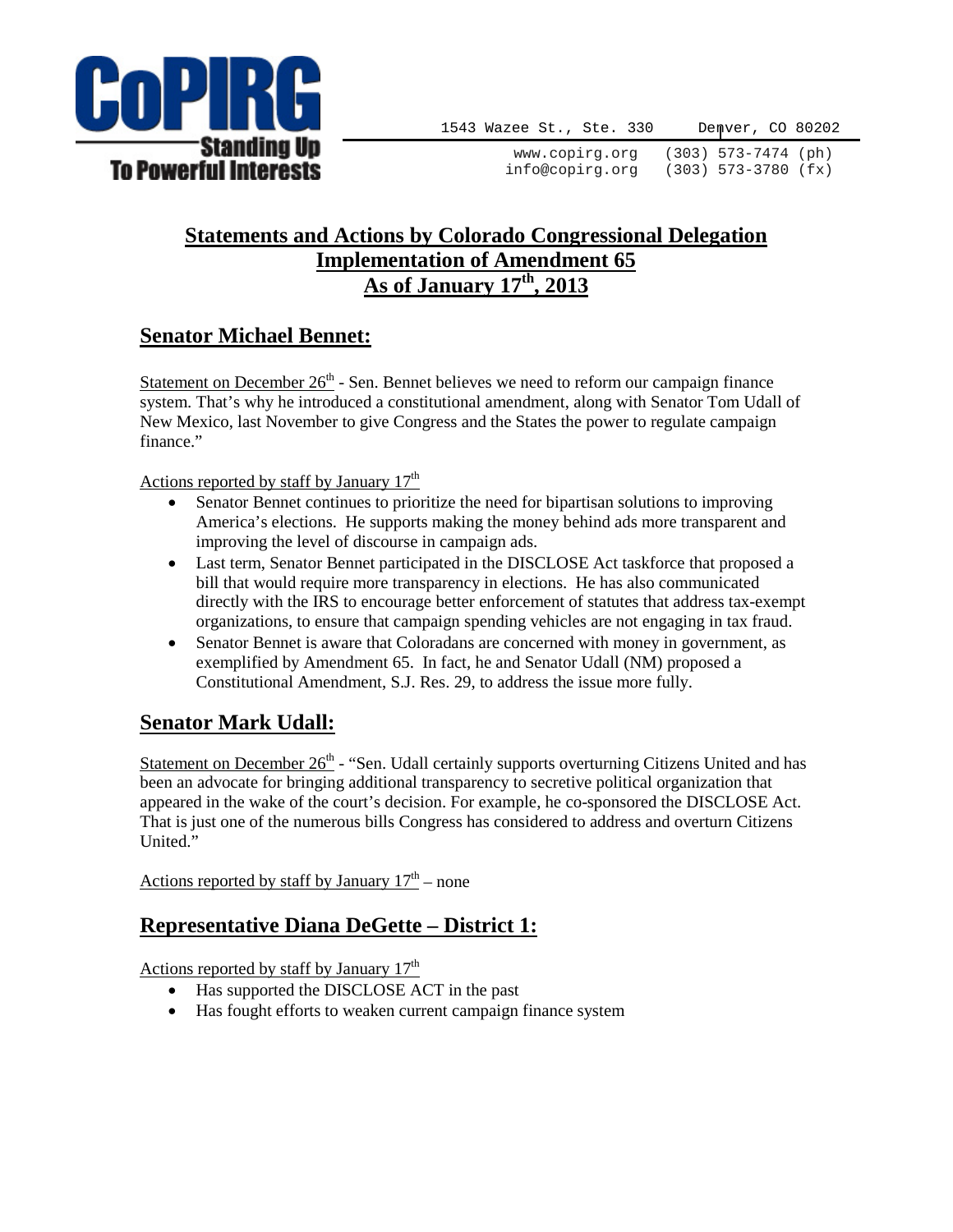CoPIRG
Standing Up To Powerful Interests

1543 Wazee St., Ste. 330 Denver, CO 80202
www.copirg.org (303) 573-7474 (ph)
info@copirg.org (303) 573-3780 (fx)

# Statements and Actions by Colorado Congressional Delegation Implementation of Amendment 65 As of January 17th, 2013

## Senator Michael Bennet:

Statement on December 26th - Sen. Bennet believes we need to reform our campaign finance system. That's why he introduced a constitutional amendment, along with Senator Tom Udall of New Mexico, last November to give Congress and the States the power to regulate campaign finance."

Actions reported by staff by January 17th

- Senator Bennet continues to prioritize the need for bipartisan solutions to improving America's elections. He supports making the money behind ads more transparent and improving the level of discourse in campaign ads.
- Last term, Senator Bennet participated in the DISCLOSE Act taskforce that proposed a bill that would require more transparency in elections. He has also communicated directly with the IRS to encourage better enforcement of statutes that address tax-exempt organizations, to ensure that campaign spending vehicles are not engaging in tax fraud.
- Senator Bennet is aware that Coloradans are concerned with money in government, as exemplified by Amendment 65. In fact, he and Senator Udall (NM) proposed a Constitutional Amendment, S.J. Res. 29, to address the issue more fully.

## Senator Mark Udall:

Statement on December 26th - "Sen. Udall certainly supports overturning Citizens United and has been an advocate for bringing additional transparency to secretive political organization that appeared in the wake of the court's decision. For example, he co-sponsored the DISCLOSE Act. That is just one of the numerous bills Congress has considered to address and overturn Citizens United."

Actions reported by staff by January 17th – none

## Representative Diana DeGette – District 1:

Actions reported by staff by January 17th

- Has supported the DISCLOSE ACT in the past
- Has fought efforts to weaken current campaign finance system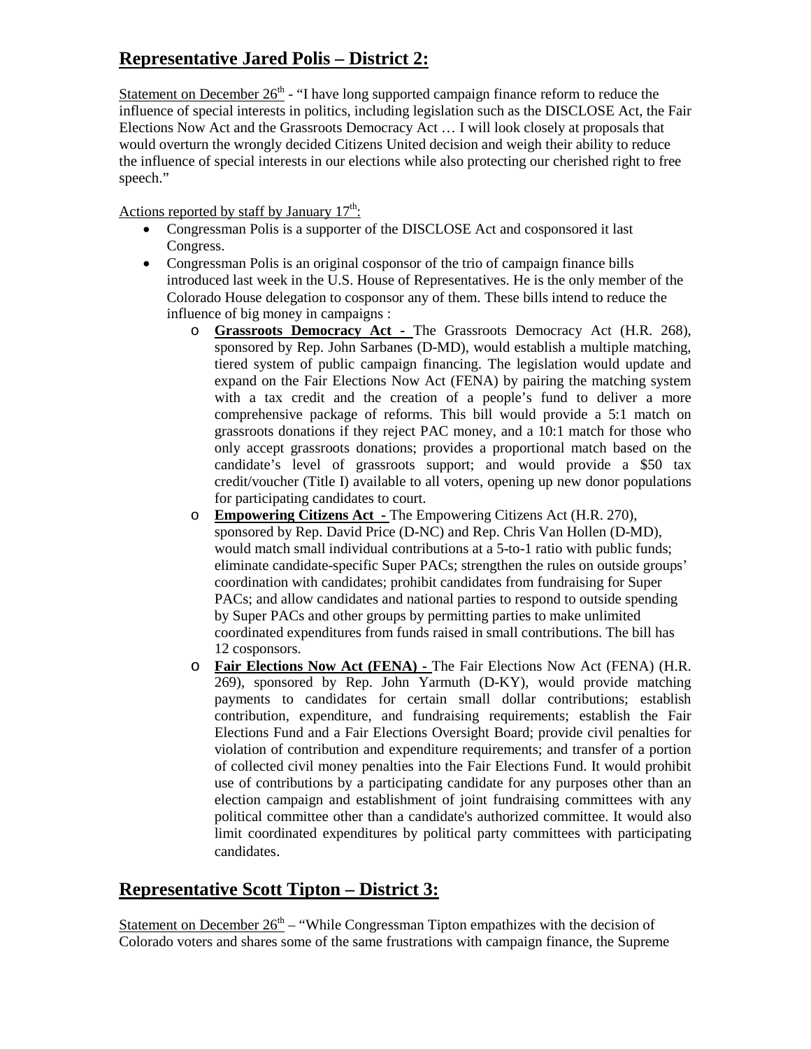## Representative Jared Polis – District 2:

Statement on December 26th - "I have long supported campaign finance reform to reduce the influence of special interests in politics, including legislation such as the DISCLOSE Act, the Fair Elections Now Act and the Grassroots Democracy Act … I will look closely at proposals that would overturn the wrongly decided Citizens United decision and weigh their ability to reduce the influence of special interests in our elections while also protecting our cherished right to free speech."

Actions reported by staff by January 17th:

- Congressman Polis is a supporter of the DISCLOSE Act and cosponsored it last Congress.
- Congressman Polis is an original cosponsor of the trio of campaign finance bills introduced last week in the U.S. House of Representatives. He is the only member of the Colorado House delegation to cosponsor any of them. These bills intend to reduce the influence of big money in campaigns :
    - **Grassroots Democracy Act -** The Grassroots Democracy Act (H.R. 268), sponsored by Rep. John Sarbanes (D-MD), would establish a multiple matching, tiered system of public campaign financing. The legislation would update and expand on the Fair Elections Now Act (FENA) by pairing the matching system with a tax credit and the creation of a people's fund to deliver a more comprehensive package of reforms. This bill would provide a 5:1 match on grassroots donations if they reject PAC money, and a 10:1 match for those who only accept grassroots donations; provides a proportional match based on the candidate's level of grassroots support; and would provide a $50 tax credit/voucher (Title I) available to all voters, opening up new donor populations for participating candidates to court.
    - **Empowering Citizens Act -** The Empowering Citizens Act (H.R. 270), sponsored by Rep. David Price (D-NC) and Rep. Chris Van Hollen (D-MD), would match small individual contributions at a 5-to-1 ratio with public funds; eliminate candidate-specific Super PACs; strengthen the rules on outside groups' coordination with candidates; prohibit candidates from fundraising for Super PACs; and allow candidates and national parties to respond to outside spending by Super PACs and other groups by permitting parties to make unlimited coordinated expenditures from funds raised in small contributions. The bill has 12 cosponsors.
    - **Fair Elections Now Act (FENA) -** The Fair Elections Now Act (FENA) (H.R. 269), sponsored by Rep. John Yarmuth (D-KY), would provide matching payments to candidates for certain small dollar contributions; establish contribution, expenditure, and fundraising requirements; establish the Fair Elections Fund and a Fair Elections Oversight Board; provide civil penalties for violation of contribution and expenditure requirements; and transfer of a portion of collected civil money penalties into the Fair Elections Fund. It would prohibit use of contributions by a participating candidate for any purposes other than an election campaign and establishment of joint fundraising committees with any political committee other than a candidate's authorized committee. It would also limit coordinated expenditures by political party committees with participating candidates.

## Representative Scott Tipton – District 3:

Statement on December 26th – "While Congressman Tipton empathizes with the decision of Colorado voters and shares some of the same frustrations with campaign finance, the Supreme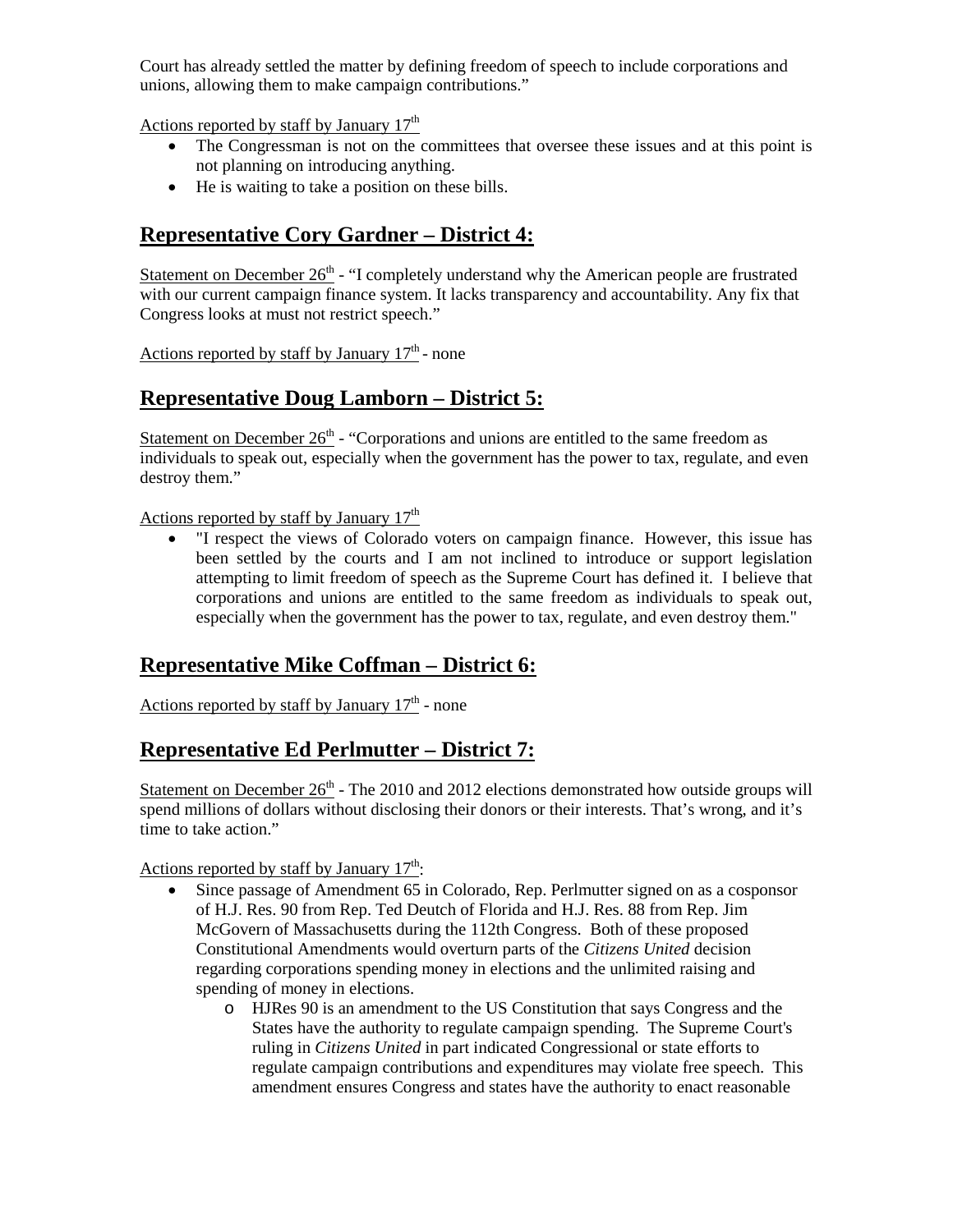Court has already settled the matter by defining freedom of speech to include corporations and unions, allowing them to make campaign contributions."

Actions reported by staff by January 17th

- The Congressman is not on the committees that oversee these issues and at this point is not planning on introducing anything.
- He is waiting to take a position on these bills.

## Representative Cory Gardner – District 4:

Statement on December 26th - "I completely understand why the American people are frustrated with our current campaign finance system. It lacks transparency and accountability. Any fix that Congress looks at must not restrict speech."

Actions reported by staff by January 17th - none

## Representative Doug Lamborn – District 5:

Statement on December 26th - "Corporations and unions are entitled to the same freedom as individuals to speak out, especially when the government has the power to tax, regulate, and even destroy them."

Actions reported by staff by January 17th

- "I respect the views of Colorado voters on campaign finance. However, this issue has been settled by the courts and I am not inclined to introduce or support legislation attempting to limit freedom of speech as the Supreme Court has defined it. I believe that corporations and unions are entitled to the same freedom as individuals to speak out, especially when the government has the power to tax, regulate, and even destroy them."

## Representative Mike Coffman – District 6:

Actions reported by staff by January 17th - none

## Representative Ed Perlmutter – District 7:

Statement on December 26th - The 2010 and 2012 elections demonstrated how outside groups will spend millions of dollars without disclosing their donors or their interests. That's wrong, and it's time to take action."

Actions reported by staff by January 17th:

- Since passage of Amendment 65 in Colorado, Rep. Perlmutter signed on as a cosponsor of H.J. Res. 90 from Rep. Ted Deutch of Florida and H.J. Res. 88 from Rep. Jim McGovern of Massachusetts during the 112th Congress. Both of these proposed Constitutional Amendments would overturn parts of the *Citizens United* decision regarding corporations spending money in elections and the unlimited raising and spending of money in elections.
  - HJRes 90 is an amendment to the US Constitution that says Congress and the States have the authority to regulate campaign spending. The Supreme Court's ruling in *Citizens United* in part indicated Congressional or state efforts to regulate campaign contributions and expenditures may violate free speech. This amendment ensures Congress and states have the authority to enact reasonable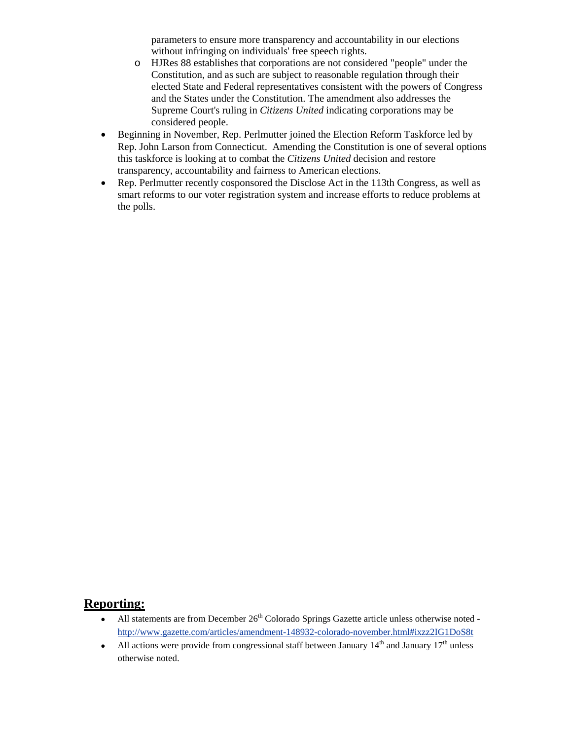parameters to ensure more transparency and accountability in our elections without infringing on individuals' free speech rights.

  - HJRes 88 establishes that corporations are not considered "people" under the Constitution, and as such are subject to reasonable regulation through their elected State and Federal representatives consistent with the powers of Congress and the States under the Constitution. The amendment also addresses the Supreme Court's ruling in *Citizens United* indicating corporations may be considered people.

- Beginning in November, Rep. Perlmutter joined the Election Reform Taskforce led by Rep. John Larson from Connecticut. Amending the Constitution is one of several options this taskforce is looking at to combat the *Citizens United* decision and restore transparency, accountability and fairness to American elections.
- Rep. Perlmutter recently cosponsored the Disclose Act in the 113th Congress, as well as smart reforms to our voter registration system and increase efforts to reduce problems at the polls.

## Reporting:

- All statements are from December 26th Colorado Springs Gazette article unless otherwise noted - http://www.gazette.com/articles/amendment-148932-colorado-november.html#ixzz2IG1DoS8t
- All actions were provide from congressional staff between January 14th and January 17th unless otherwise noted.